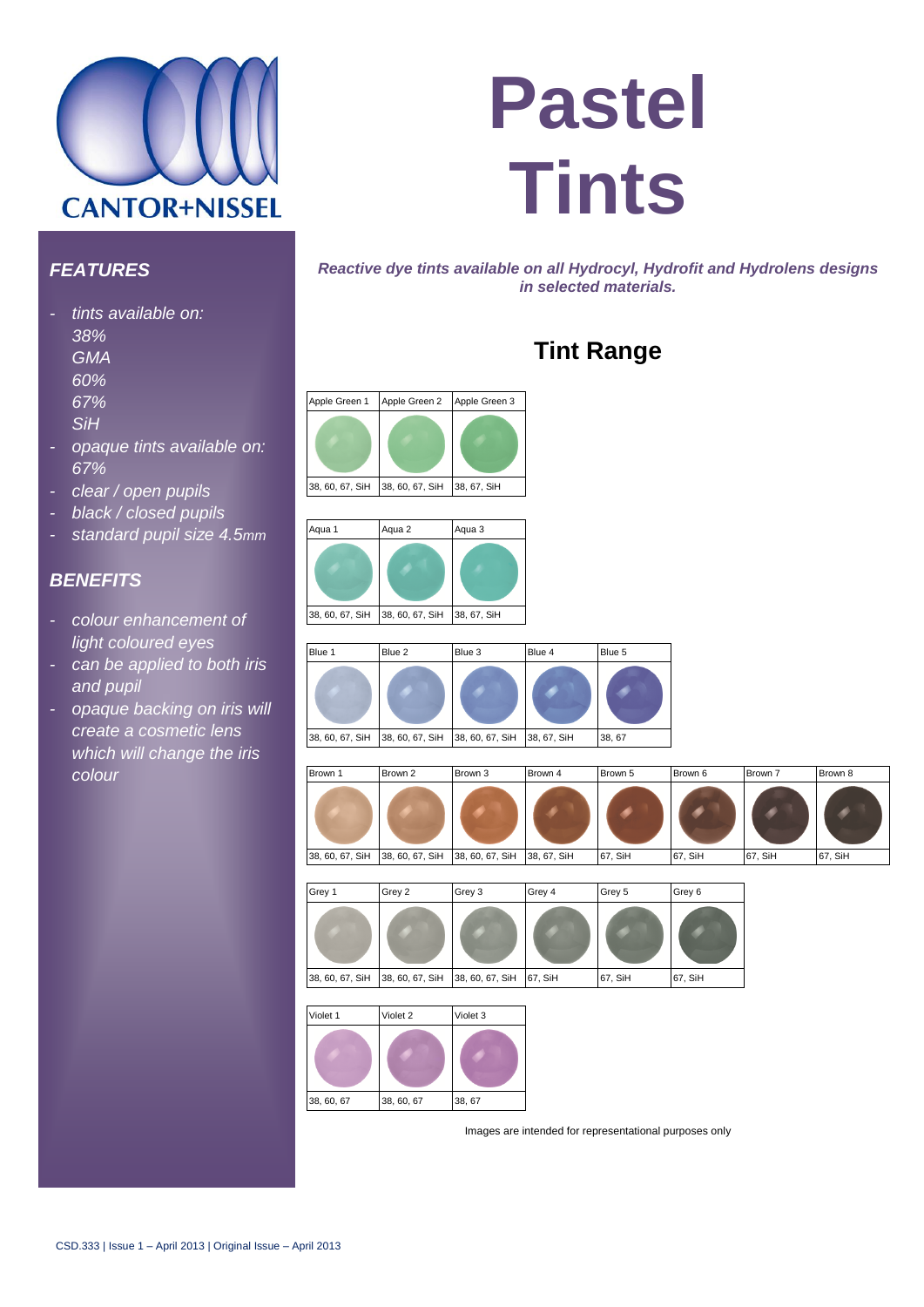CANTOR+NISSEL

# Pastel Tints

## FEATURES

- *tints available on:*
  *38%*
  *GMA*
  *60%*
  *67%*
  *SiH*
- *opaque tints available on: 67%*
- *clear / open pupils*
- *black / closed pupils*
- *standard pupil size 4.5mm*

## BENEFITS

- *colour enhancement of light coloured eyes*
- *can be applied to both iris and pupil*
- *opaque backing on iris will create a cosmetic lens which will change the iris colour*

***Reactive dye tints available on all Hydrocyl, Hydrofit and Hydrolens designs in selected materials.***

## Tint Range

| Apple Green 1 | Apple Green 2 | Apple Green 3 |
|---|---|---|
| 38, 60, 67, SiH | 38, 60, 67, SiH | 38, 67, SiH |

| Aqua 1 | Aqua 2 | Aqua 3 |
|---|---|---|
| 38, 60, 67, SiH | 38, 60, 67, SiH | 38, 67, SiH |

| Blue 1 | Blue 2 | Blue 3 | Blue 4 | Blue 5 |
|---|---|---|---|---|
| 38, 60, 67, SiH | 38, 60, 67, SiH | 38, 60, 67, SiH | 38, 67, SiH | 38, 67 |

| Brown 1 | Brown 2 | Brown 3 | Brown 4 | Brown 5 | Brown 6 | Brown 7 | Brown 8 |
|---|---|---|---|---|---|---|---|
| 38, 60, 67, SiH | 38, 60, 67, SiH | 38, 60, 67, SiH | 38, 67, SiH | 67, SiH | 67, SiH | 67, SiH | 67, SiH |

| Grey 1 | Grey 2 | Grey 3 | Grey 4 | Grey 5 | Grey 6 |
|---|---|---|---|---|---|
| 38, 60, 67, SiH | 38, 60, 67, SiH | 38, 60, 67, SiH | 67, SiH | 67, SiH | 67, SiH |

| Violet 1 | Violet 2 | Violet 3 |
|---|---|---|
| 38, 60, 67 | 38, 60, 67 | 38, 67 |

Images are intended for representational purposes only

CSD.333 | Issue 1 – April 2013 | Original Issue – April 2013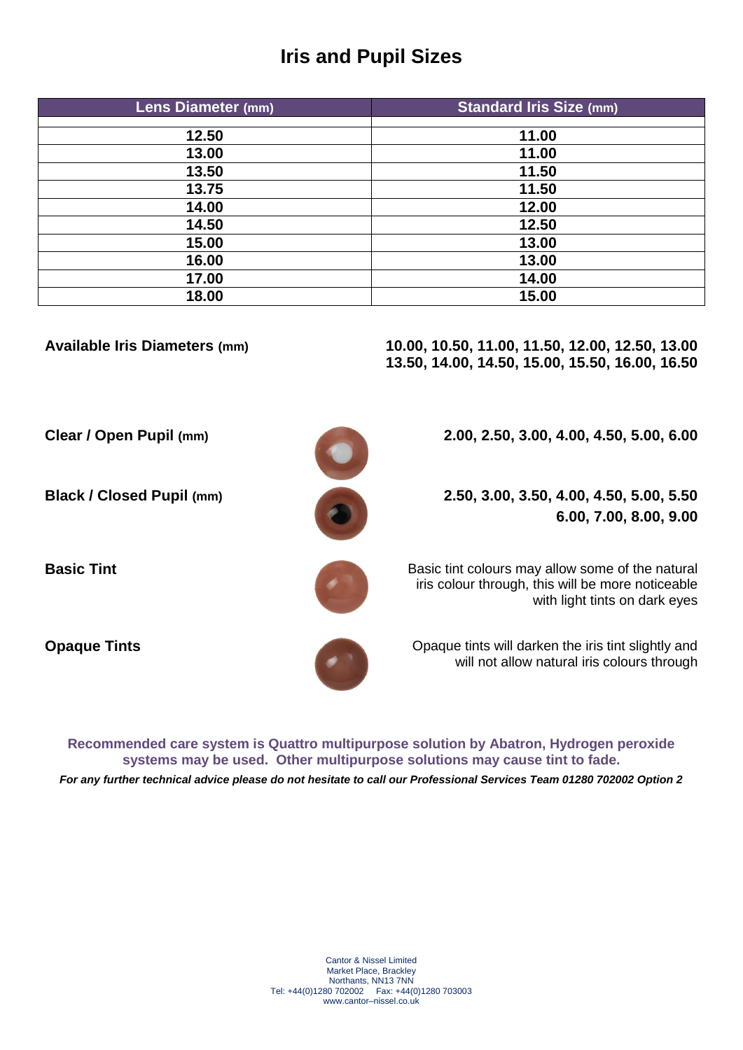# Iris and Pupil Sizes

| Lens Diameter (mm) | Standard Iris Size (mm) |
|---|---|
| 12.50 | 11.00 |
| 13.00 | 11.00 |
| 13.50 | 11.50 |
| 13.75 | 11.50 |
| 14.00 | 12.00 |
| 14.50 | 12.50 |
| 15.00 | 13.00 |
| 16.00 | 13.00 |
| 17.00 | 14.00 |
| 18.00 | 15.00 |

**Available Iris Diameters** (mm) **10.00, 10.50, 11.00, 11.50, 12.00, 12.50, 13.00 13.50, 14.00, 14.50, 15.00, 15.50, 16.00, 16.50**

**Clear / Open Pupil** (mm) **2.00, 2.50, 3.00, 4.00, 4.50, 5.00, 6.00**

**Black / Closed Pupil** (mm) **2.50, 3.00, 3.50, 4.00, 4.50, 5.00, 5.50 6.00, 7.00, 8.00, 9.00**

**Basic Tint** Basic tint colours may allow some of the natural iris colour through, this will be more noticeable with light tints on dark eyes

**Opaque Tints** Opaque tints will darken the iris tint slightly and will not allow natural iris colours through

**Recommended care system is Quattro multipurpose solution by Abatron, Hydrogen peroxide systems may be used. Other multipurpose solutions may cause tint to fade.**

***For any further technical advice please do not hesitate to call our Professional Services Team 01280 702002 Option 2***

Cantor & Nissel Limited
Market Place, Brackley
Northants, NN13 7NN
Tel: +44(0)1280 702002 Fax: +44(0)1280 703003
www.cantor–nissel.co.uk